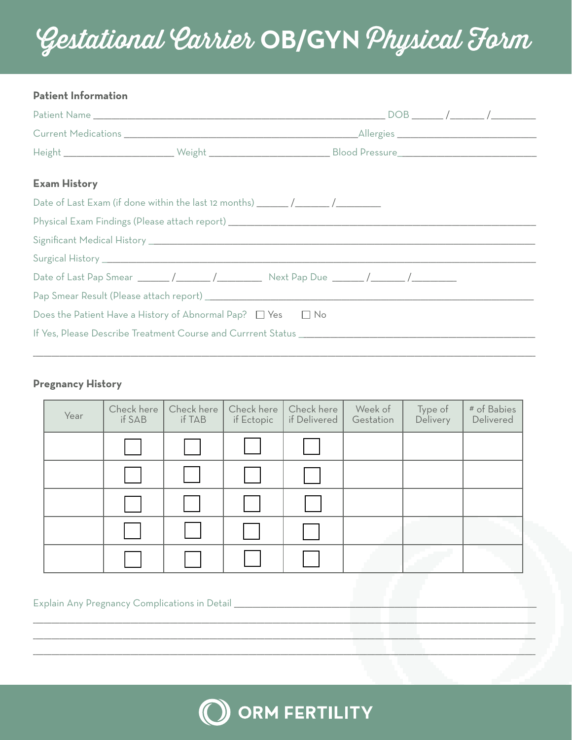# Gestational Carrier OB/GYN Physical Form

**Patient Information**

Patient Name ______________________________ DOB _____ /_____ /_______

Current Medications ______________________________ Allergies ______________________

Height ________________ Weight ________________ Blood Pressure ________________

**Exam History**

Date of Last Exam (if done within the last 12 months) _____ /_____ /_______

Physical Exam Findings (Please attach report) ______________________________

Significant Medical History ______________________________

Surgical History ______________________________

Date of Last Pap Smear _____ /_____ /_______ Next Pap Due _____ /_____ /_______

Pap Smear Result (Please attach report) ______________________________

Does the Patient Have a History of Abnormal Pap? ☐ Yes ☐ No

If Yes, Please Describe Treatment Course and Currrent Status ______________________________

______________________________________________________________

**Pregnancy History**

| Year | Check here if SAB | Check here if TAB | Check here if Ectopic | Check here if Delivered | Week of Gestation | Type of Delivery | # of Babies Delivered |
|---|---|---|---|---|---|---|---|
| | ☐ | ☐ | ☐ | ☐ | | | |
| | ☐ | ☐ | ☐ | ☐ | | | |
| | ☐ | ☐ | ☐ | ☐ | | | |
| | ☐ | ☐ | ☐ | ☐ | | | |
| | ☐ | ☐ | ☐ | ☐ | | | |

Explain Any Pregnancy Complications in Detail ______________________________

______________________________________________________________

______________________________________________________________

______________________________________________________________

ORM FERTILITY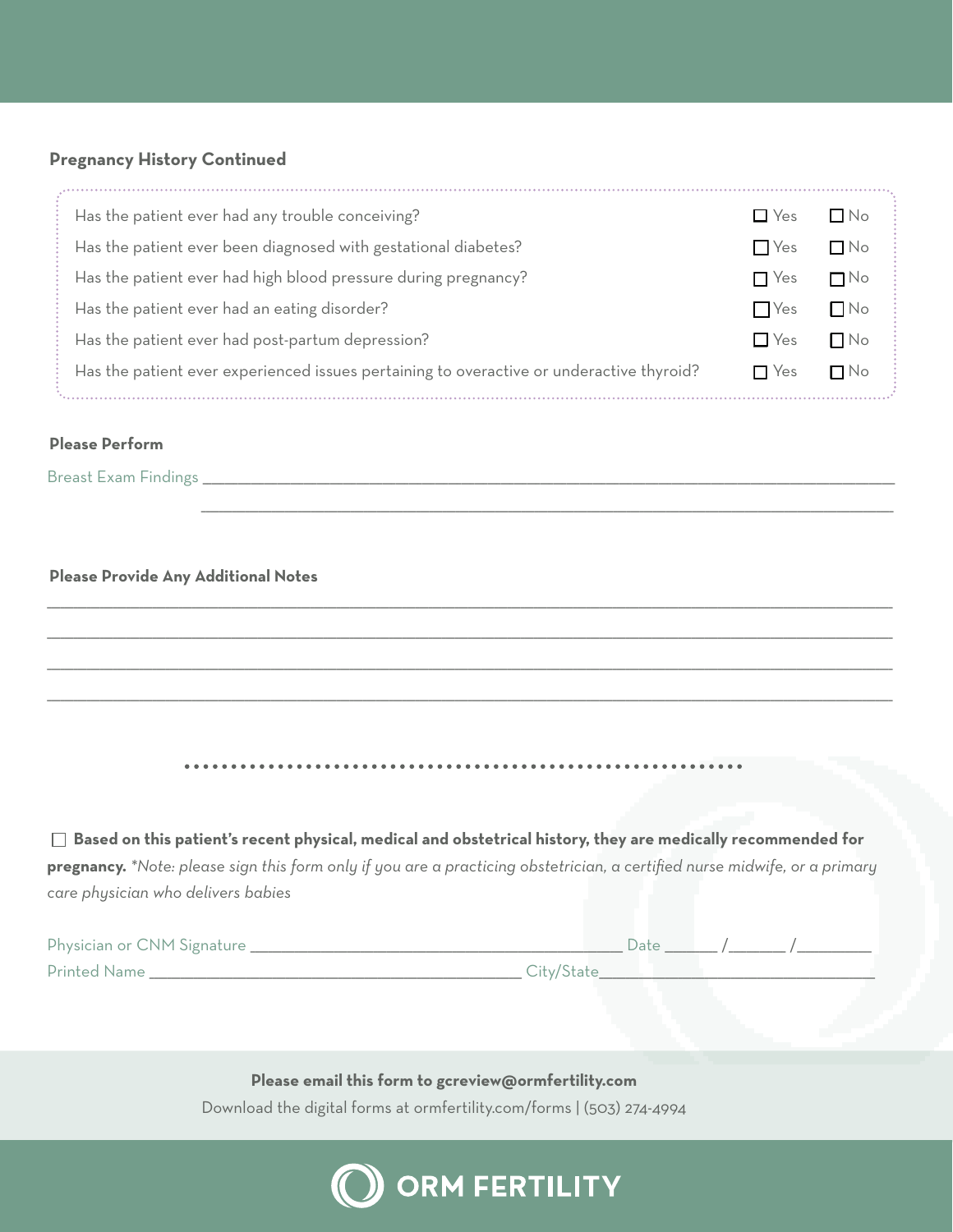## Pregnancy History Continued

| | | |
|---|---|---|
| Has the patient ever had any trouble conceiving? | ☐ Yes | ☐ No |
| Has the patient ever been diagnosed with gestational diabetes? | ☐ Yes | ☐ No |
| Has the patient ever had high blood pressure during pregnancy? | ☐ Yes | ☐ No |
| Has the patient ever had an eating disorder? | ☐ Yes | ☐ No |
| Has the patient ever had post-partum depression? | ☐ Yes | ☐ No |
| Has the patient ever experienced issues pertaining to overactive or underactive thyroid? | ☐ Yes | ☐ No |

## Please Perform

Breast Exam Findings ______________________________________________________________

______________________________________________________________

## Please Provide Any Additional Notes

______________________________________________________________

______________________________________________________________

______________________________________________________________

______________________________________________________________

☐ **Based on this patient's recent physical, medical and obstetrical history, they are medically recommended for pregnancy.** *\*Note: please sign this form only if you are a practicing obstetrician, a certified nurse midwife, or a primary care physician who delivers babies*

Physician or CNM Signature ______________________________ Date ______ /______ /________

Printed Name ______________________________ City/State______________________________

**Please email this form to gcreview@ormfertility.com**

Download the digital forms at ormfertility.com/forms | (503) 274-4994

ORM FERTILITY